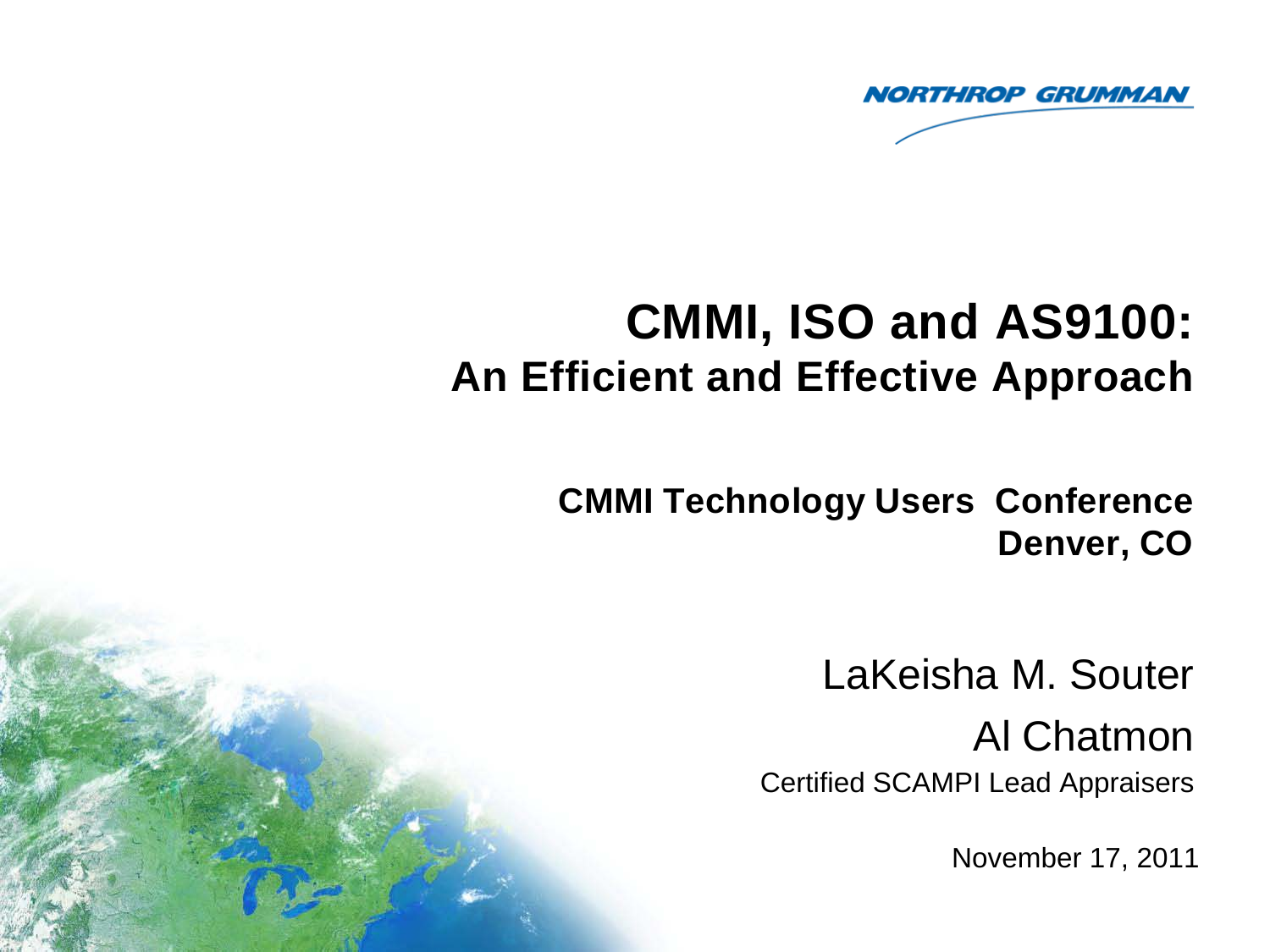NORTHROP GRUMMAN

# CMMI, ISO and AS9100:
## An Efficient and Effective Approach

**CMMI Technology Users Conference**
**Denver, CO**

LaKeisha M. Souter

Al Chatmon

Certified SCAMPI Lead Appraisers

November 17, 2011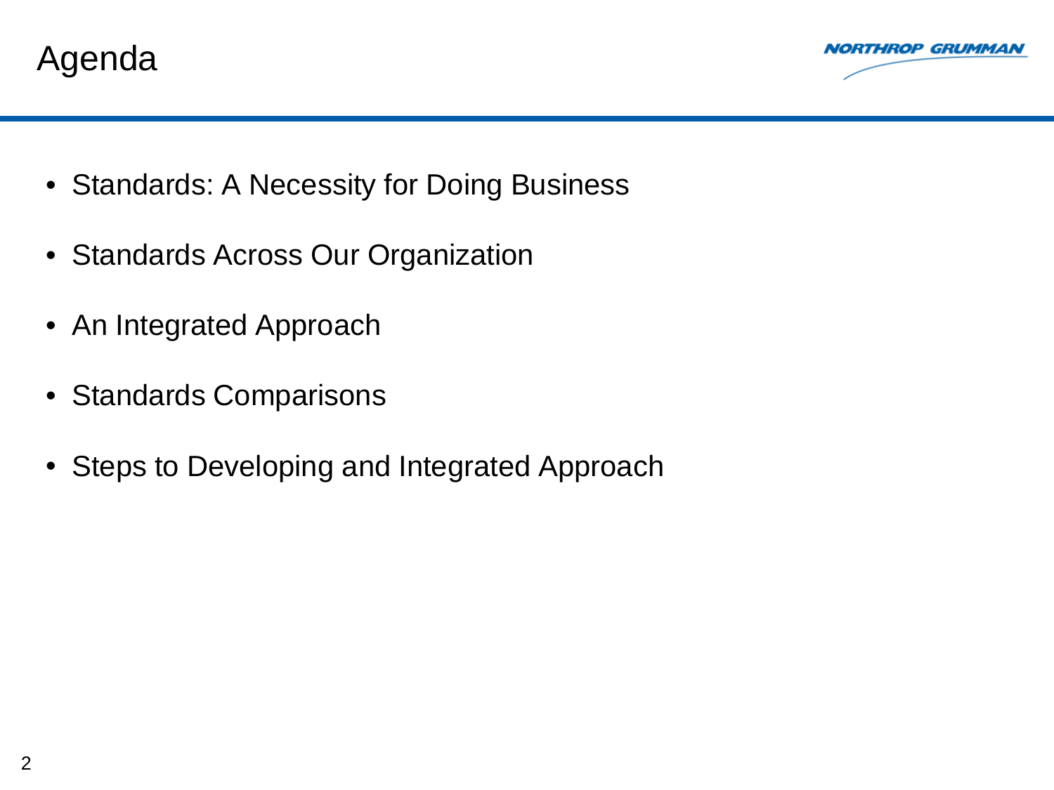# Agenda

- Standards: A Necessity for Doing Business
- Standards Across Our Organization
- An Integrated Approach
- Standards Comparisons
- Steps to Developing and Integrated Approach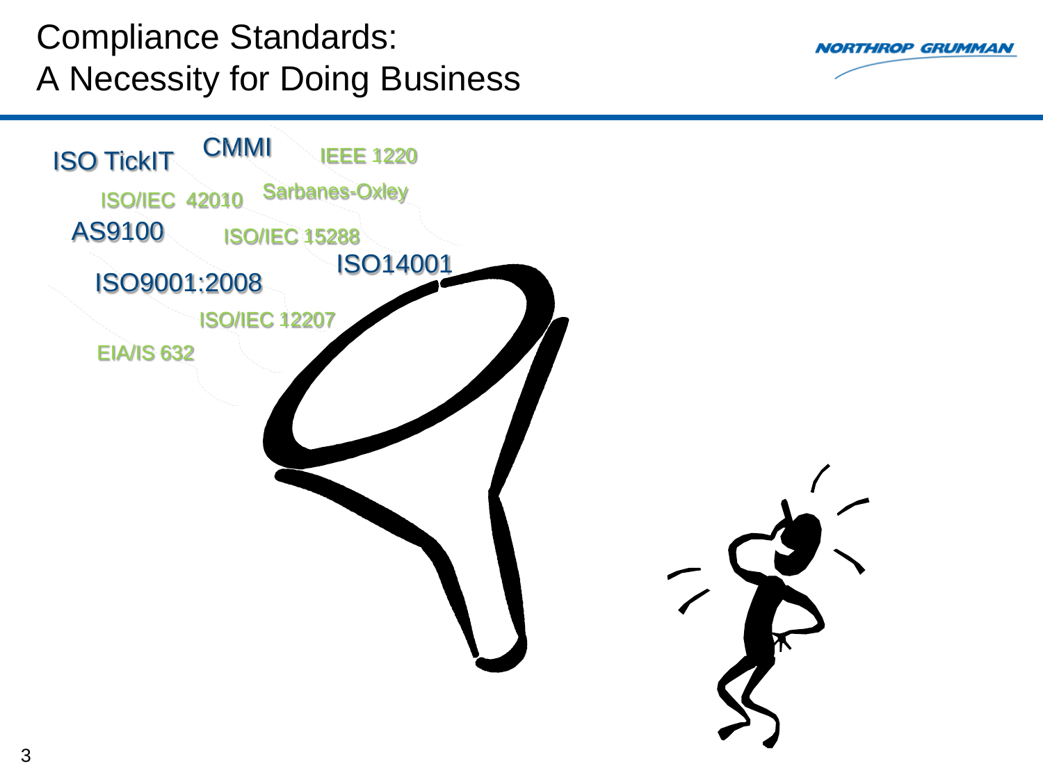# Compliance Standards: A Necessity for Doing Business

ISO TickIT

CMMI

IEEE 1220

ISO/IEC 42010

Sarbanes-Oxley

AS9100

ISO/IEC 15288

ISO14001

ISO9001:2008

ISO/IEC 12207

EIA/IS 632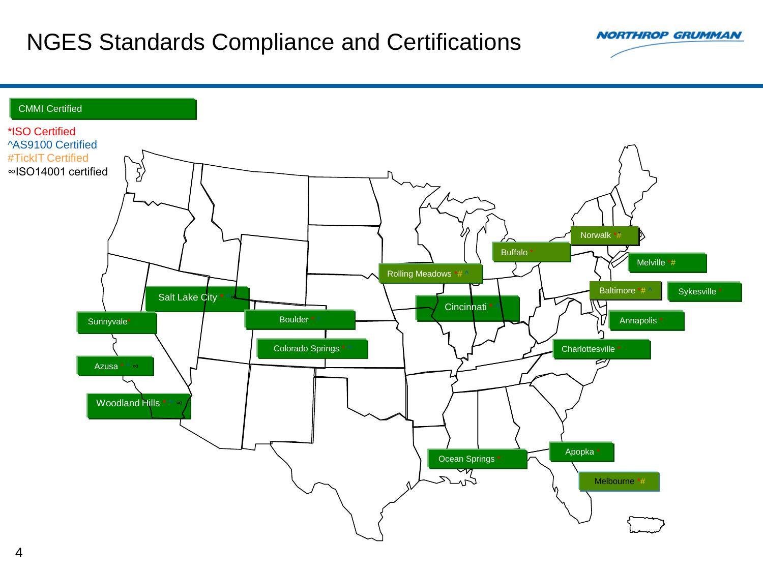# NGES Standards Compliance and Certifications

CMMI Certified

*ISO Certified
^AS9100 Certified
#TickIT Certified
∞ISO14001 certified

- Norwalk *#
- Buffalo *
- Melville #
- Rolling Meadows *# ^
- Baltimore *# ^
- Sykesville *
- Salt Lake City * ^∞
- Cincinnati * ^
- Sunnyvale*
- Boulder * ^
- Annapolis *
- Colorado Springs * ^
- Charlottesville *
- Azusa * ^ ∞
- Woodland Hills * ^ ∞
- Ocean Springs *
- Apopka *
- Melbourne *#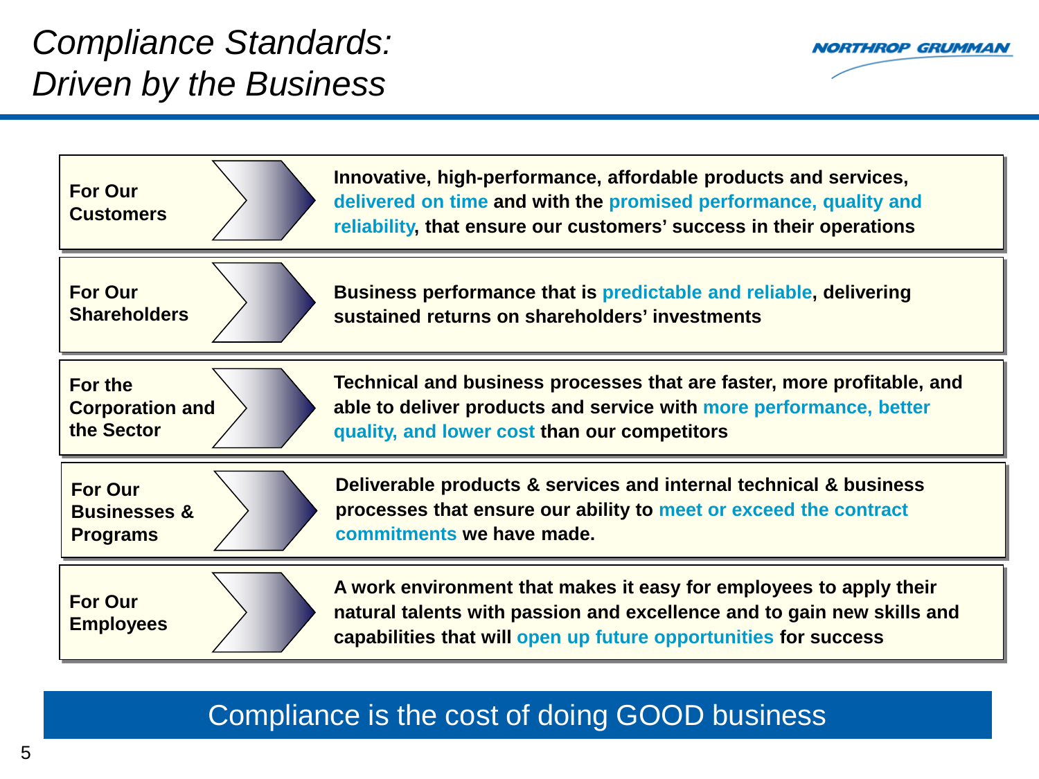# Compliance Standards: Driven by the Business

| | |
|---|---|
| **For Our Customers** | **Innovative, high-performance, affordable products and services, delivered on time and with the promised performance, quality and reliability, that ensure our customers' success in their operations** |
| **For Our Shareholders** | **Business performance that is predictable and reliable, delivering sustained returns on shareholders' investments** |
| **For the Corporation and the Sector** | **Technical and business processes that are faster, more profitable, and able to deliver products and service with more performance, better quality, and lower cost than our competitors** |
| **For Our Businesses & Programs** | **Deliverable products & services and internal technical & business processes that ensure our ability to meet or exceed the contract commitments we have made.** |
| **For Our Employees** | **A work environment that makes it easy for employees to apply their natural talents with passion and excellence and to gain new skills and capabilities that will open up future opportunities for success** |

Compliance is the cost of doing GOOD business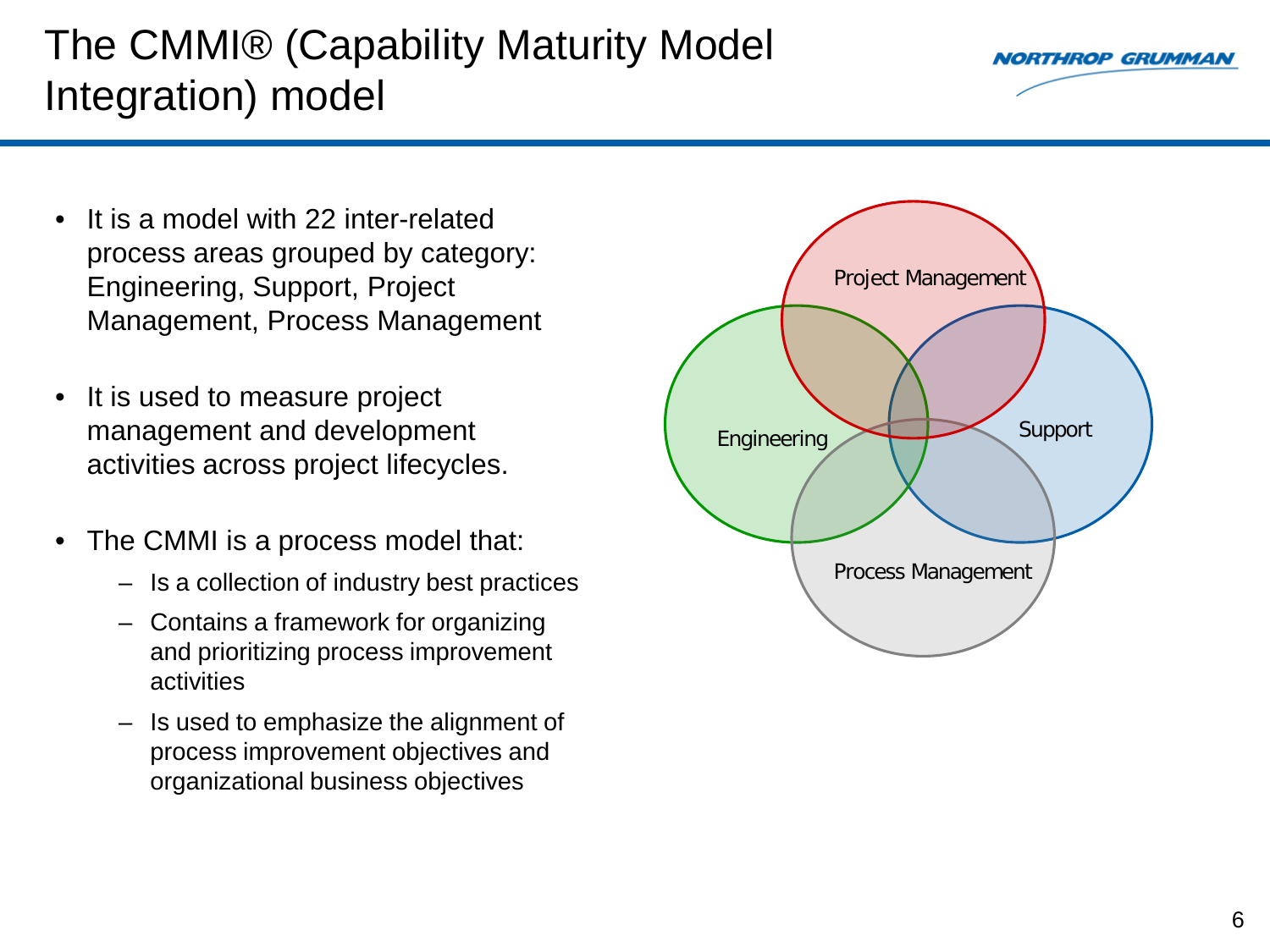# The CMMI® (Capability Maturity Model Integration) model

- It is a model with 22 inter-related process areas grouped by category: Engineering, Support, Project Management, Process Management
- It is used to measure project management and development activities across project lifecycles.
- The CMMI is a process model that:
  - Is a collection of industry best practices
  - Contains a framework for organizing and prioritizing process improvement activities
  - Is used to emphasize the alignment of process improvement objectives and organizational business objectives

Project Management

Engineering

Support

Process Management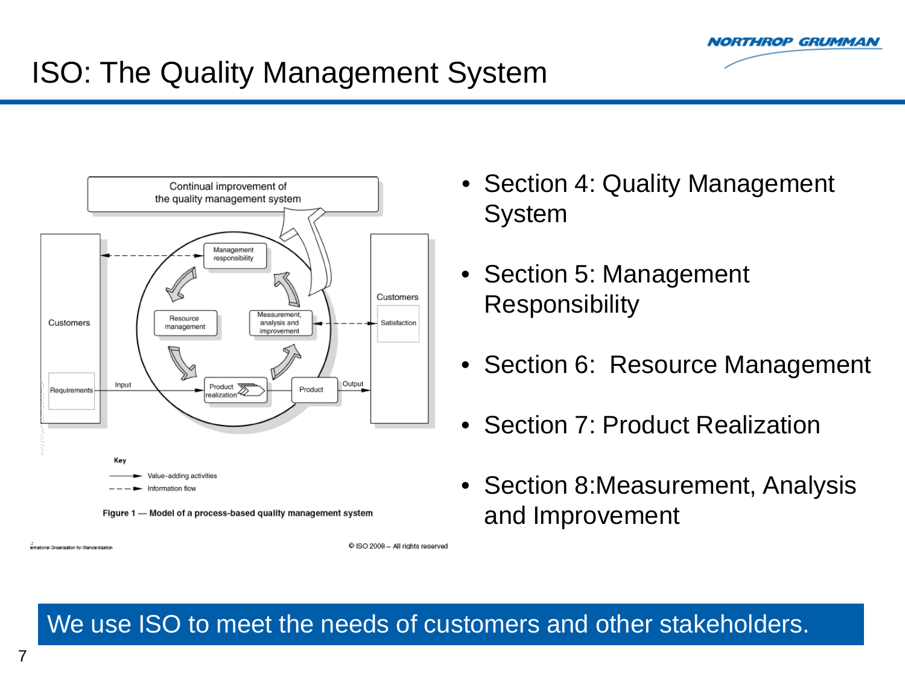# ISO: The Quality Management System

Continual improvement of the quality management system

Customers

Requirements

Input

Management responsibility

Resource management

Measurement, analysis and improvement

Product realization

Product

Output

Customers

Satisfaction

Key

Value-adding activities

Information flow

Figure 1 — Model of a process-based quality management system

© ISO 2008 – All rights reserved

- Section 4: Quality Management System
- Section 5: Management Responsibility
- Section 6: Resource Management
- Section 7: Product Realization
- Section 8: Measurement, Analysis and Improvement

**We use ISO to meet the needs of customers and other stakeholders.**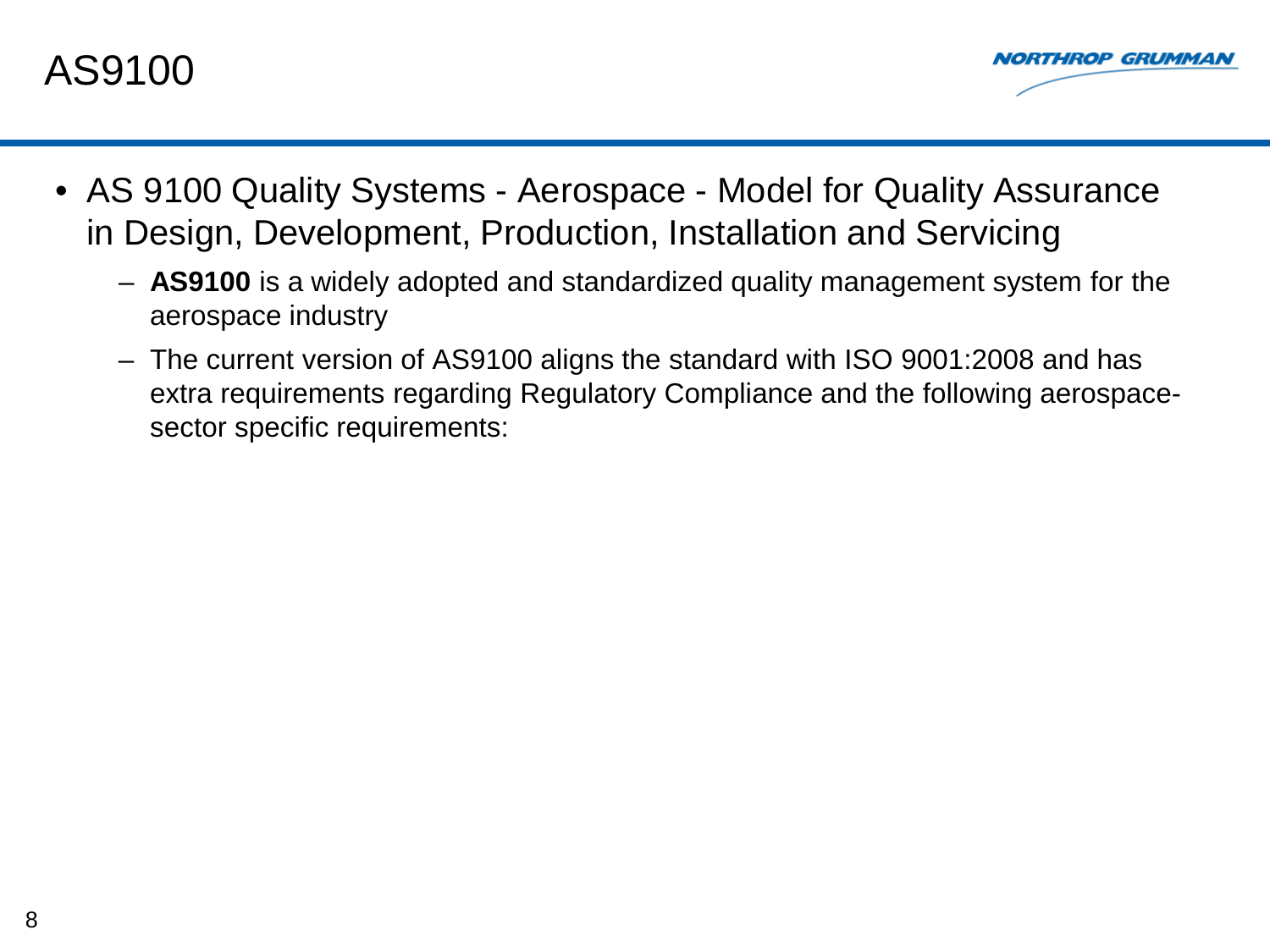# AS9100

- AS 9100 Quality Systems - Aerospace - Model for Quality Assurance in Design, Development, Production, Installation and Servicing
  - **AS9100** is a widely adopted and standardized quality management system for the aerospace industry
  - The current version of AS9100 aligns the standard with ISO 9001:2008 and has extra requirements regarding Regulatory Compliance and the following aerospace-sector specific requirements: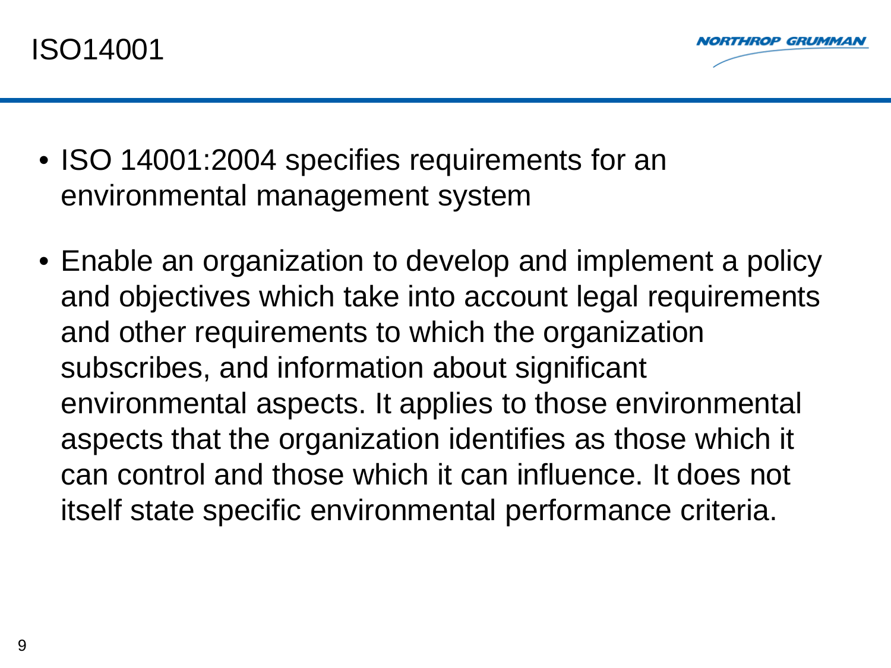# ISO14001

- ISO 14001:2004 specifies requirements for an environmental management system
- Enable an organization to develop and implement a policy and objectives which take into account legal requirements and other requirements to which the organization subscribes, and information about significant environmental aspects. It applies to those environmental aspects that the organization identifies as those which it can control and those which it can influence. It does not itself state specific environmental performance criteria.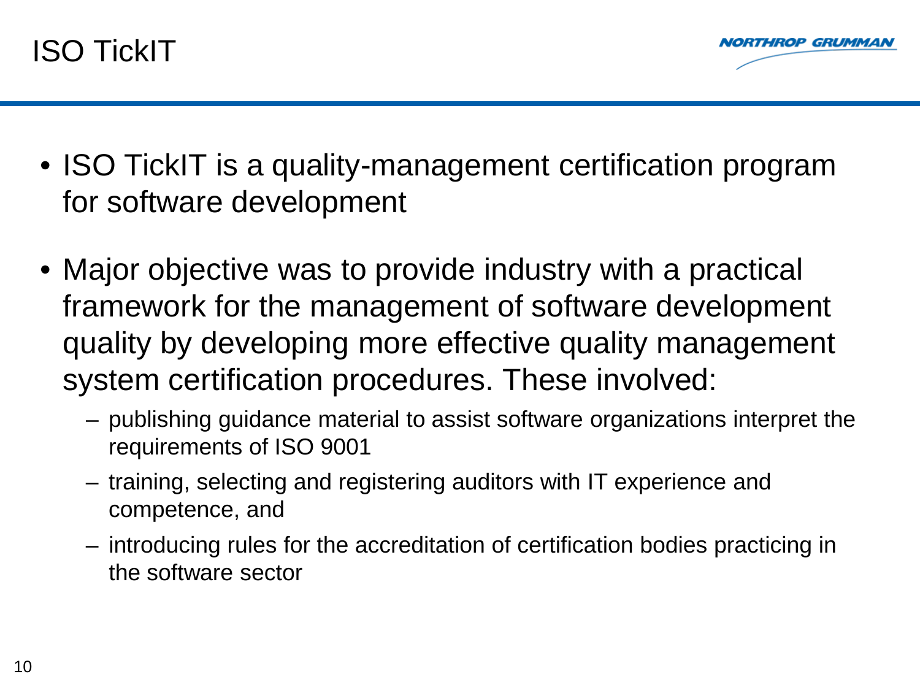# ISO TickIT

- ISO TickIT is a quality-management certification program for software development
- Major objective was to provide industry with a practical framework for the management of software development quality by developing more effective quality management system certification procedures. These involved:
  - publishing guidance material to assist software organizations interpret the requirements of ISO 9001
  - training, selecting and registering auditors with IT experience and competence, and
  - introducing rules for the accreditation of certification bodies practicing in the software sector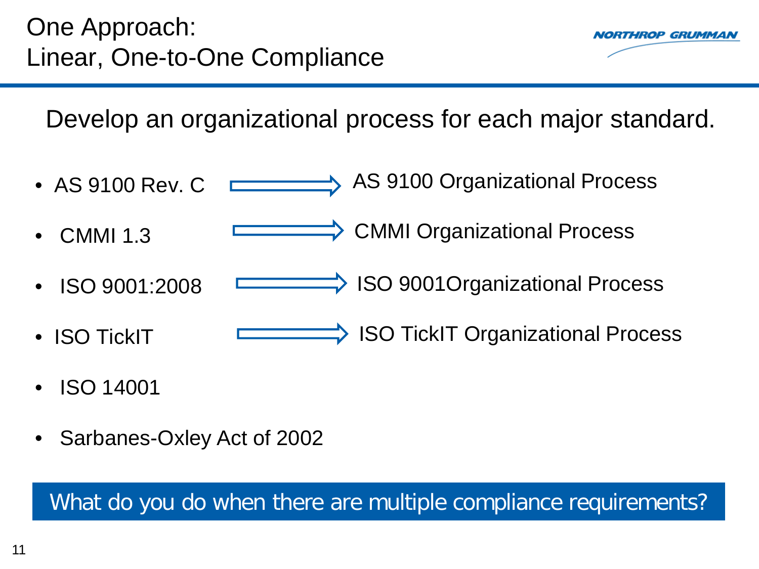# One Approach: Linear, One-to-One Compliance

Develop an organizational process for each major standard.

- AS 9100 Rev. C → AS 9100 Organizational Process
- CMMI 1.3 → CMMI Organizational Process
- ISO 9001:2008 → ISO 9001Organizational Process
- ISO TickIT → ISO TickIT Organizational Process
- ISO 14001
- Sarbanes-Oxley Act of 2002

**What do you do when there are multiple compliance requirements?**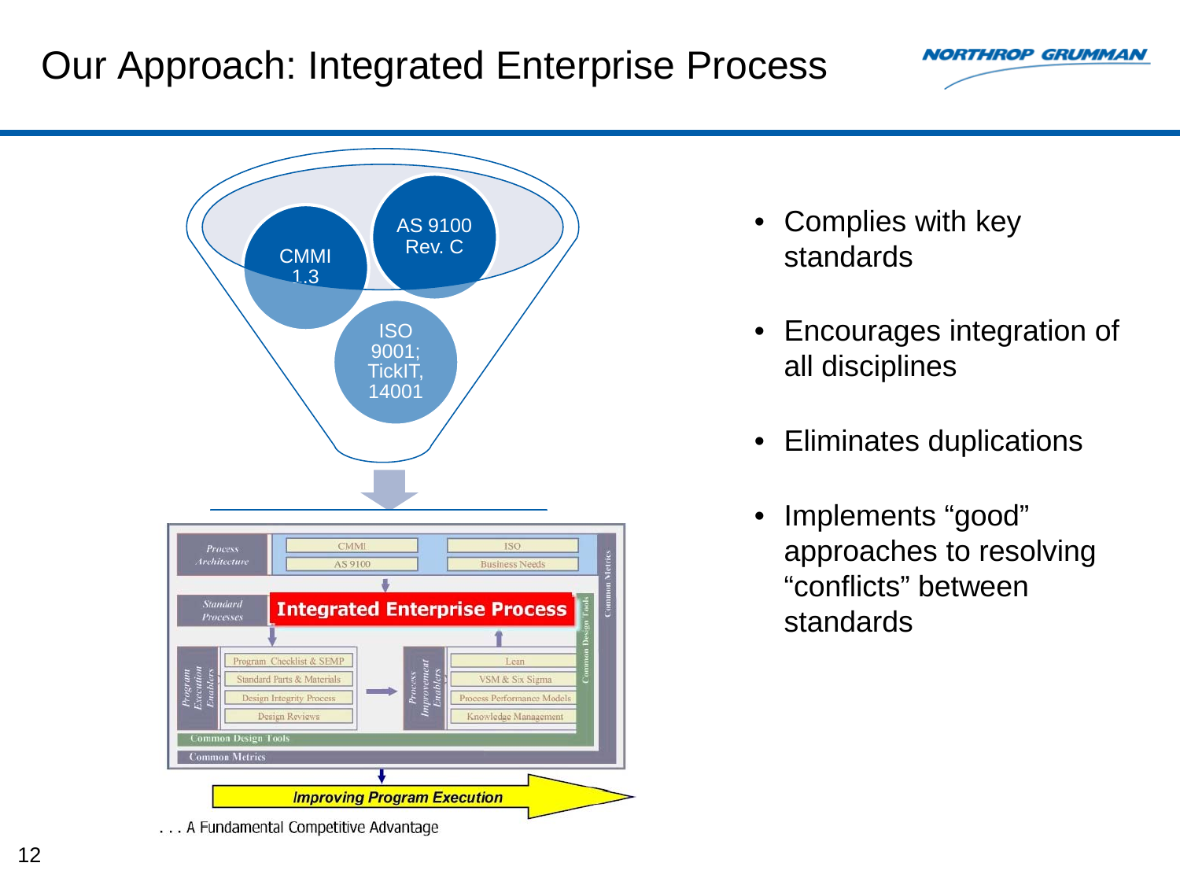# Our Approach: Integrated Enterprise Process

CMMI 1.3

AS 9100 Rev. C

ISO 9001; TickIT, 14001

| Process Architecture | CMMI | ISO |
|---|---|---|
| | AS 9100 | Business Needs |

**Standard Processes** — **Integrated Enterprise Process**

| Program Execution Enablers | Process Improvement Enablers |
|---|---|
| Program Checklist & SEMP | Lean |
| Standard Parts & Materials | VSM & Six Sigma |
| Design Integrity Process | Process Performance Models |
| Design Reviews | Knowledge Management |

Common Design Tools

Common Metrics

***Improving Program Execution***

. . . A Fundamental Competitive Advantage

- Complies with key standards
- Encourages integration of all disciplines
- Eliminates duplications
- Implements “good” approaches to resolving “conflicts” between standards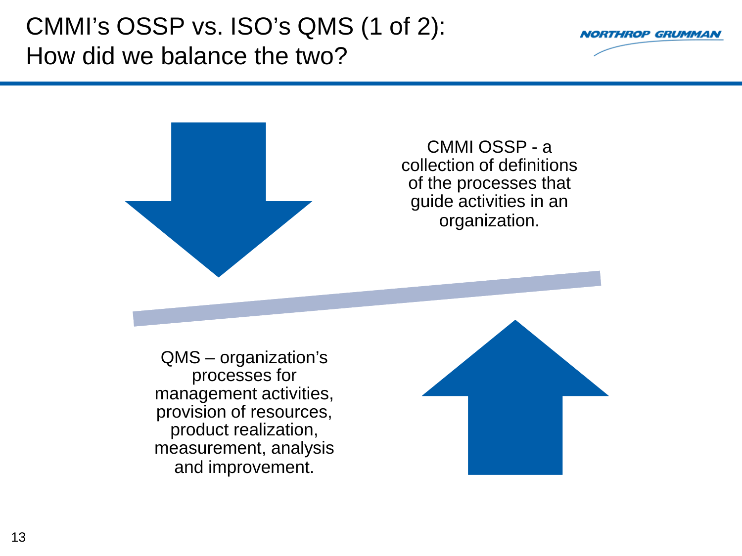# CMMI's OSSP vs. ISO's QMS (1 of 2): How did we balance the two?

CMMI OSSP - a collection of definitions of the processes that guide activities in an organization.

QMS – organization's processes for management activities, provision of resources, product realization, measurement, analysis and improvement.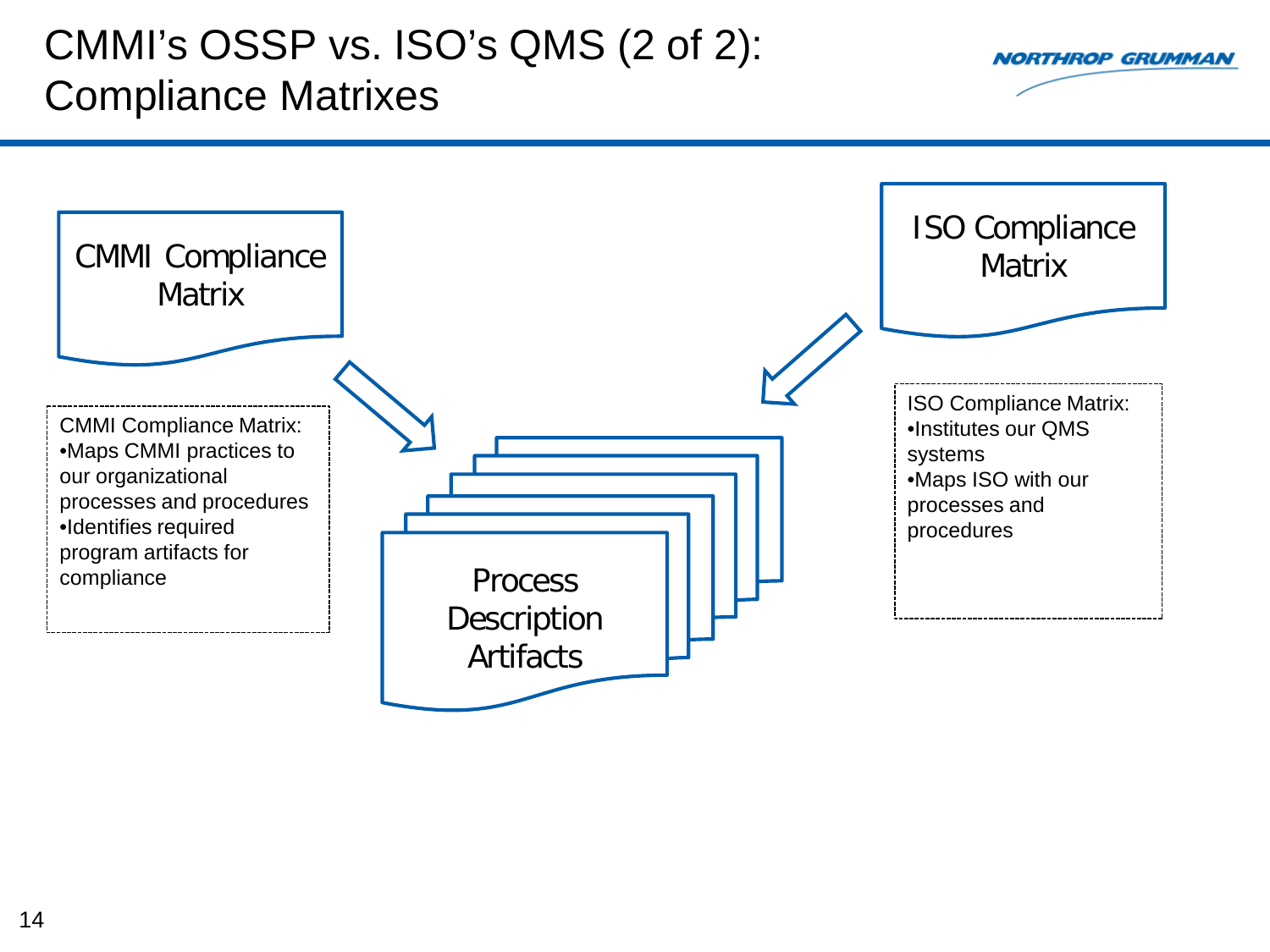# CMMI's OSSP vs. ISO's QMS (2 of 2): Compliance Matrixes

CMMI Compliance Matrix

ISO Compliance Matrix

Process Description Artifacts

CMMI Compliance Matrix:
- Maps CMMI practices to our organizational processes and procedures
- Identifies required program artifacts for compliance

ISO Compliance Matrix:
- Institutes our QMS systems
- Maps ISO with our processes and procedures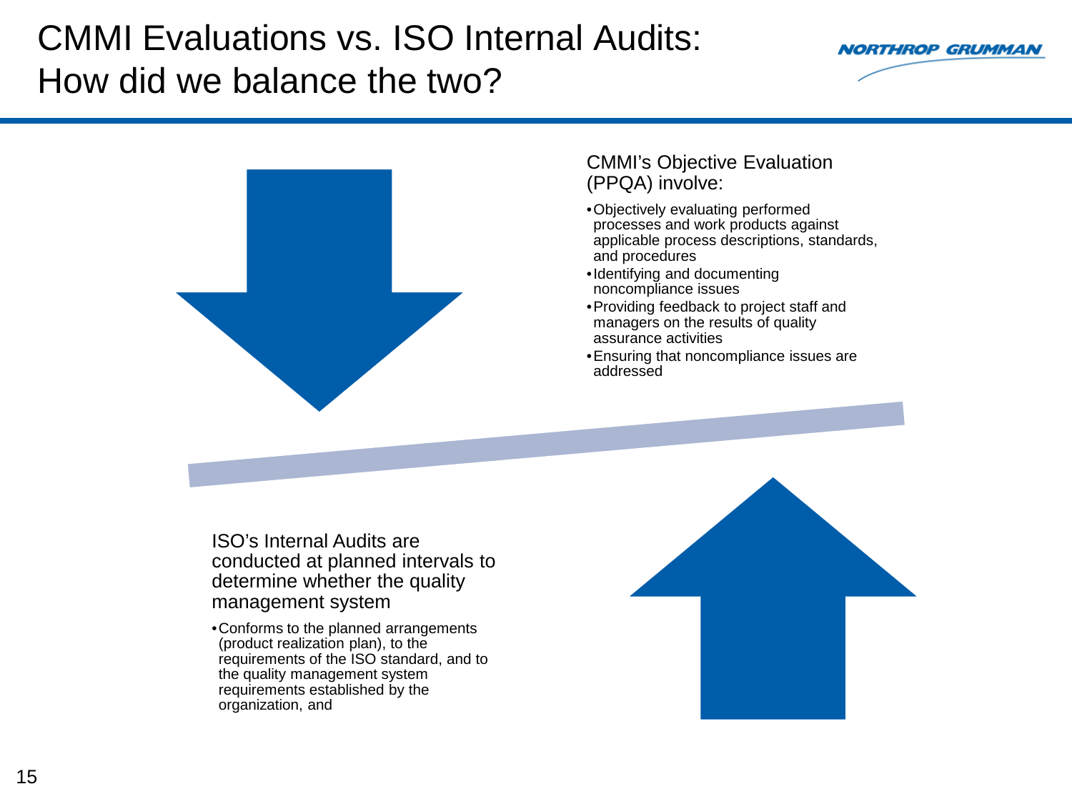# CMMI Evaluations vs. ISO Internal Audits: How did we balance the two?

CMMI's Objective Evaluation (PPQA) involve:

- Objectively evaluating performed processes and work products against applicable process descriptions, standards, and procedures
- Identifying and documenting noncompliance issues
- Providing feedback to project staff and managers on the results of quality assurance activities
- Ensuring that noncompliance issues are addressed

ISO's Internal Audits are conducted at planned intervals to determine whether the quality management system

- Conforms to the planned arrangements (product realization plan), to the requirements of the ISO standard, and to the quality management system requirements established by the organization, and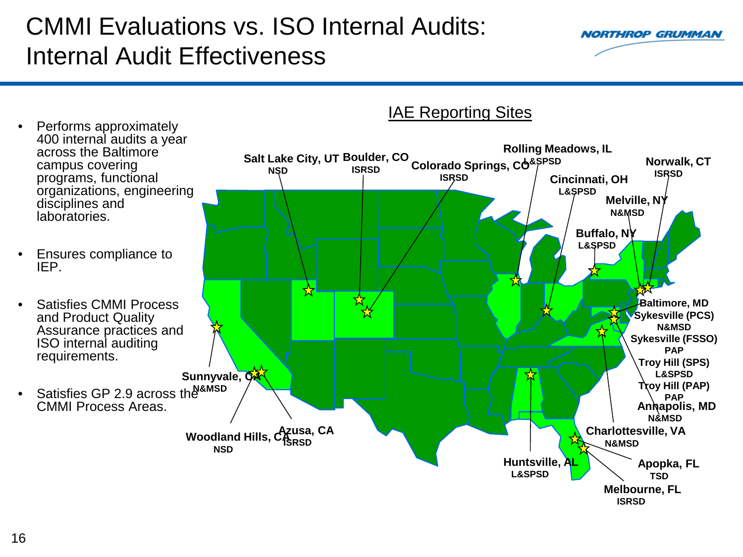# CMMI Evaluations vs. ISO Internal Audits: Internal Audit Effectiveness

- Performs approximately 400 internal audits a year across the Baltimore campus covering programs, functional organizations, engineering disciplines and laboratories.
- Ensures compliance to IEP.
- Satisfies CMMI Process and Product Quality Assurance practices and ISO internal auditing requirements.
- Satisfies GP 2.9 across the CMMI Process Areas.

## IAE Reporting Sites

- Salt Lake City, UT — NSD
- Boulder, CO — ISRSD
- Colorado Springs, CO — ISRSD
- Rolling Meadows, IL — L&SPSD
- Cincinnati, OH — L&SPSD
- Norwalk, CT — ISRSD
- Melville, NY — N&MSD
- Buffalo, NY — L&SPSD
- Baltimore, MD
- Sykesville (PCS) — N&MSD
- Sykesville (FSSO) — PAP
- Troy Hill (SPS) — L&SPSD
- Troy Hill (PAP) — PAP
- Annapolis, MD — N&MSD
- Charlottesville, VA — N&MSD
- Apopka, FL — TSD
- Melbourne, FL — ISRSD
- Huntsville, AL — L&SPSD
- Sunnyvale, CA — N&MSD
- Woodland Hills, CA — NSD
- Azusa, CA — ISRSD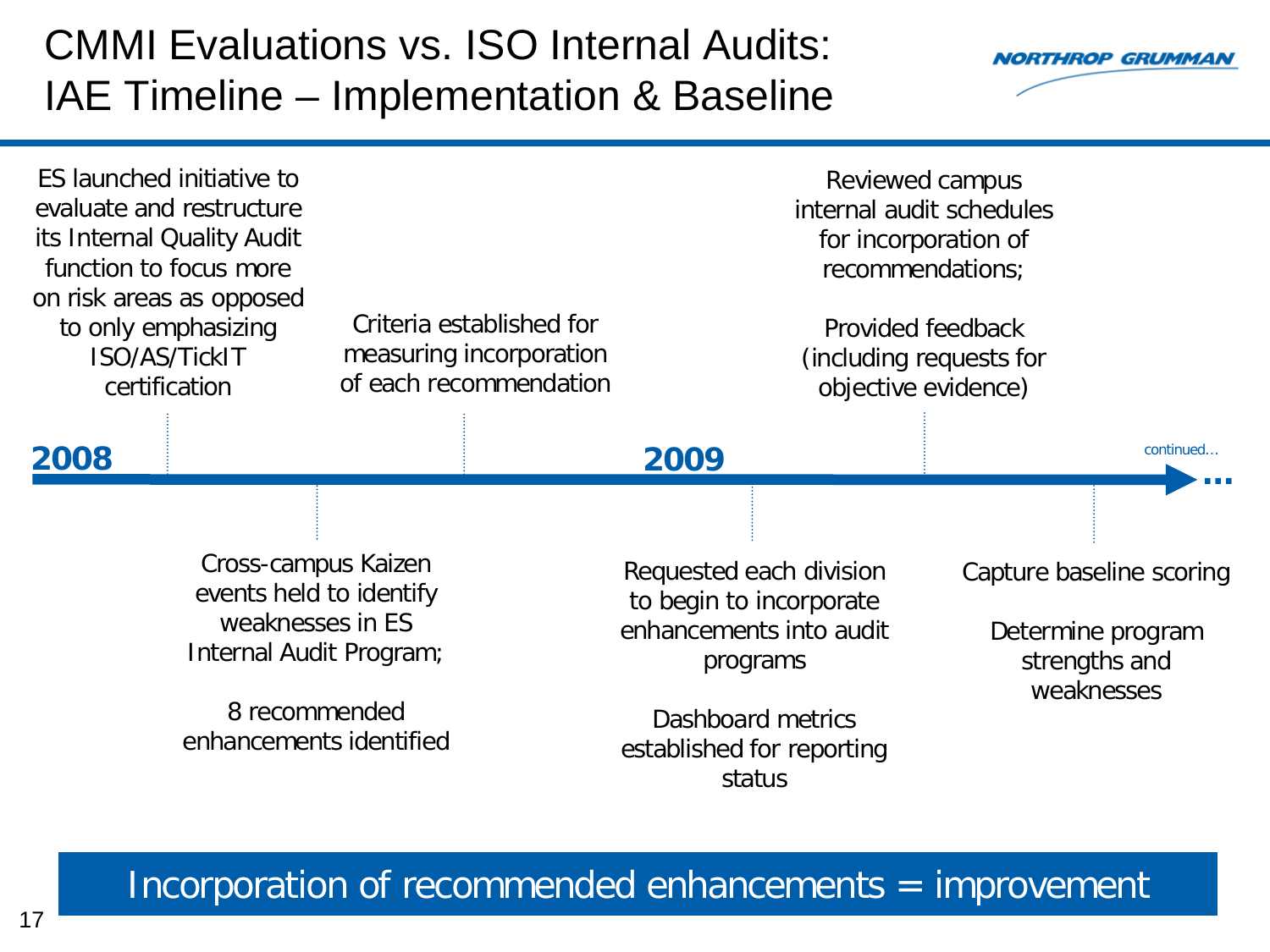# CMMI Evaluations vs. ISO Internal Audits: IAE Timeline – Implementation & Baseline

NORTHROP GRUMMAN

**2008**

- ES launched initiative to evaluate and restructure its Internal Quality Audit function to focus more on risk areas as opposed to only emphasizing ISO/AS/TickIT certification
- Cross-campus Kaizen events held to identify weaknesses in ES Internal Audit Program;

  8 recommended enhancements identified
- Criteria established for measuring incorporation of each recommendation

**2009**

- Requested each division to begin to incorporate enhancements into audit programs

  Dashboard metrics established for reporting status
- Reviewed campus internal audit schedules for incorporation of recommendations;

  Provided feedback (including requests for objective evidence)
- Capture baseline scoring

  Determine program strengths and weaknesses

continued…

**Incorporation of recommended enhancements = improvement**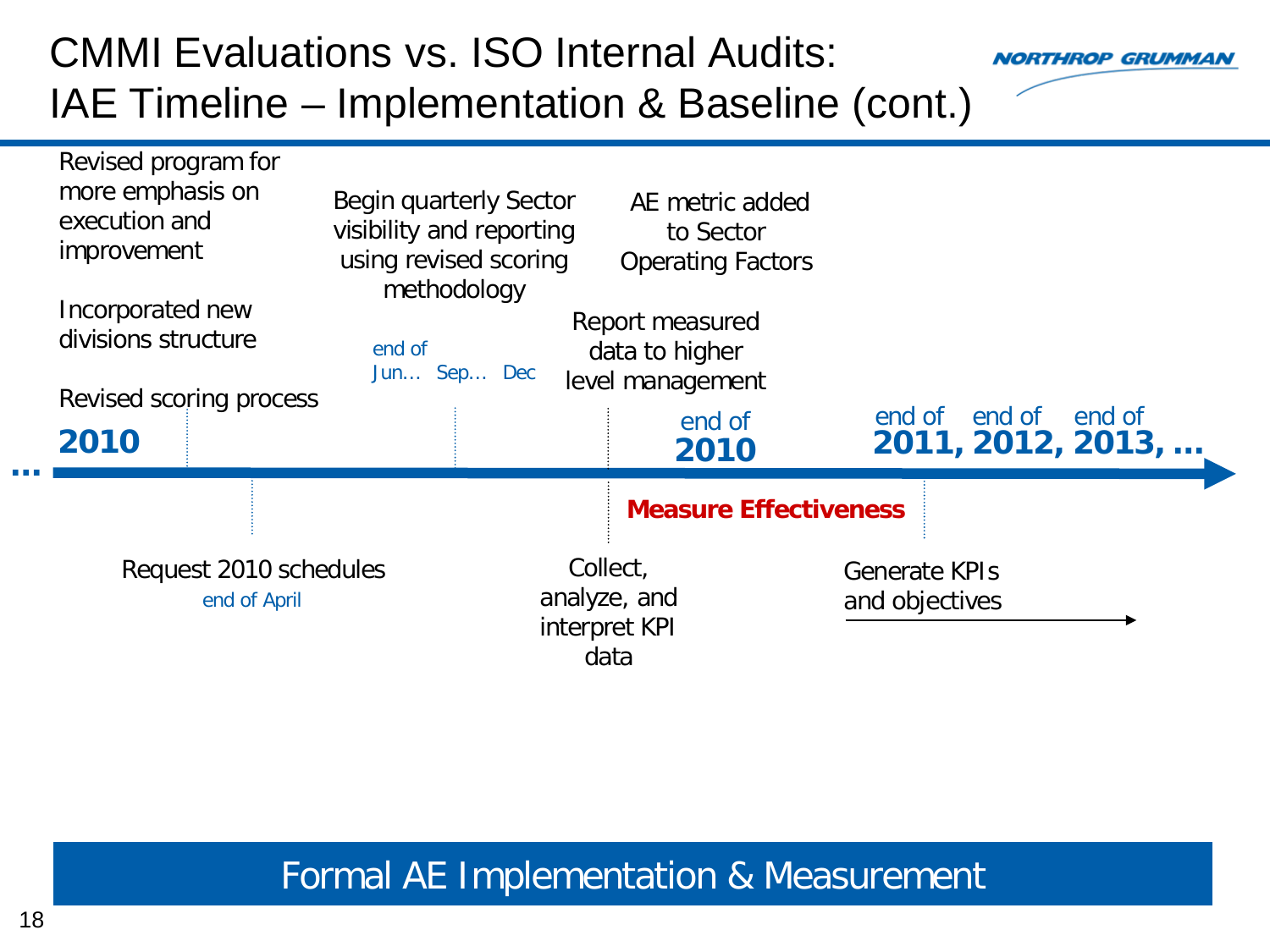# CMMI Evaluations vs. ISO Internal Audits: IAE Timeline – Implementation & Baseline (cont.)

**2010**

- Revised program for more emphasis on execution and improvement
- Incorporated new divisions structure
- Revised scoring process

Request 2010 schedules
end of April

Begin quarterly Sector visibility and reporting using revised scoring methodology
end of Jun… Sep… Dec

AE metric added to Sector Operating Factors

Report measured data to higher level management

end of **2010**

Collect, analyze, and interpret KPI data

**Measure Effectiveness**

end of **2011,** end of **2012,** end of **2013, …**

Generate KPIs and objectives →

Formal AE Implementation & Measurement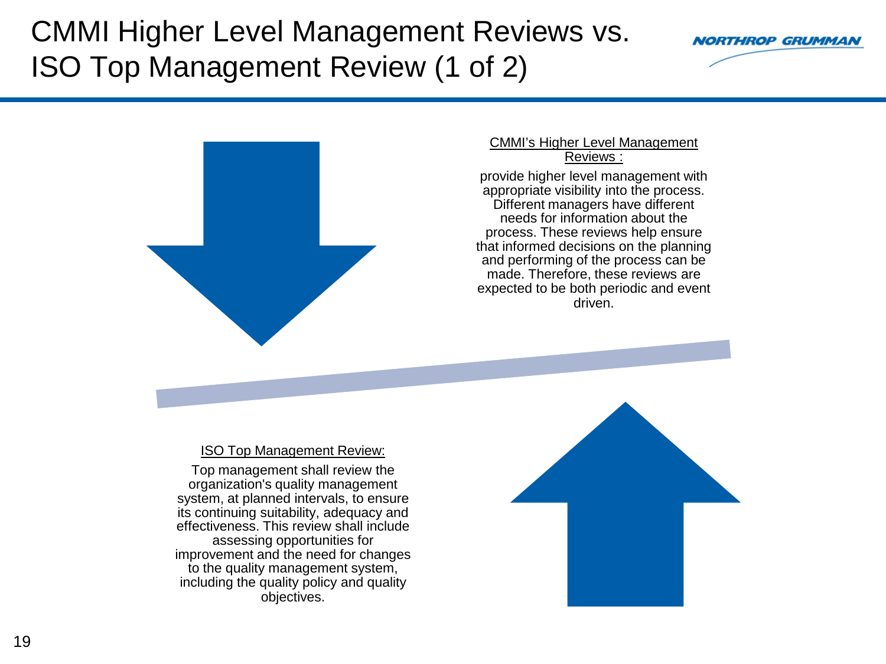# CMMI Higher Level Management Reviews vs. ISO Top Management Review (1 of 2)

CMMI's Higher Level Management Reviews :

provide higher level management with appropriate visibility into the process. Different managers have different needs for information about the process. These reviews help ensure that informed decisions on the planning and performing of the process can be made. Therefore, these reviews are expected to be both periodic and event driven.

ISO Top Management Review:

Top management shall review the organization's quality management system, at planned intervals, to ensure its continuing suitability, adequacy and effectiveness. This review shall include assessing opportunities for improvement and the need for changes to the quality management system, including the quality policy and quality objectives.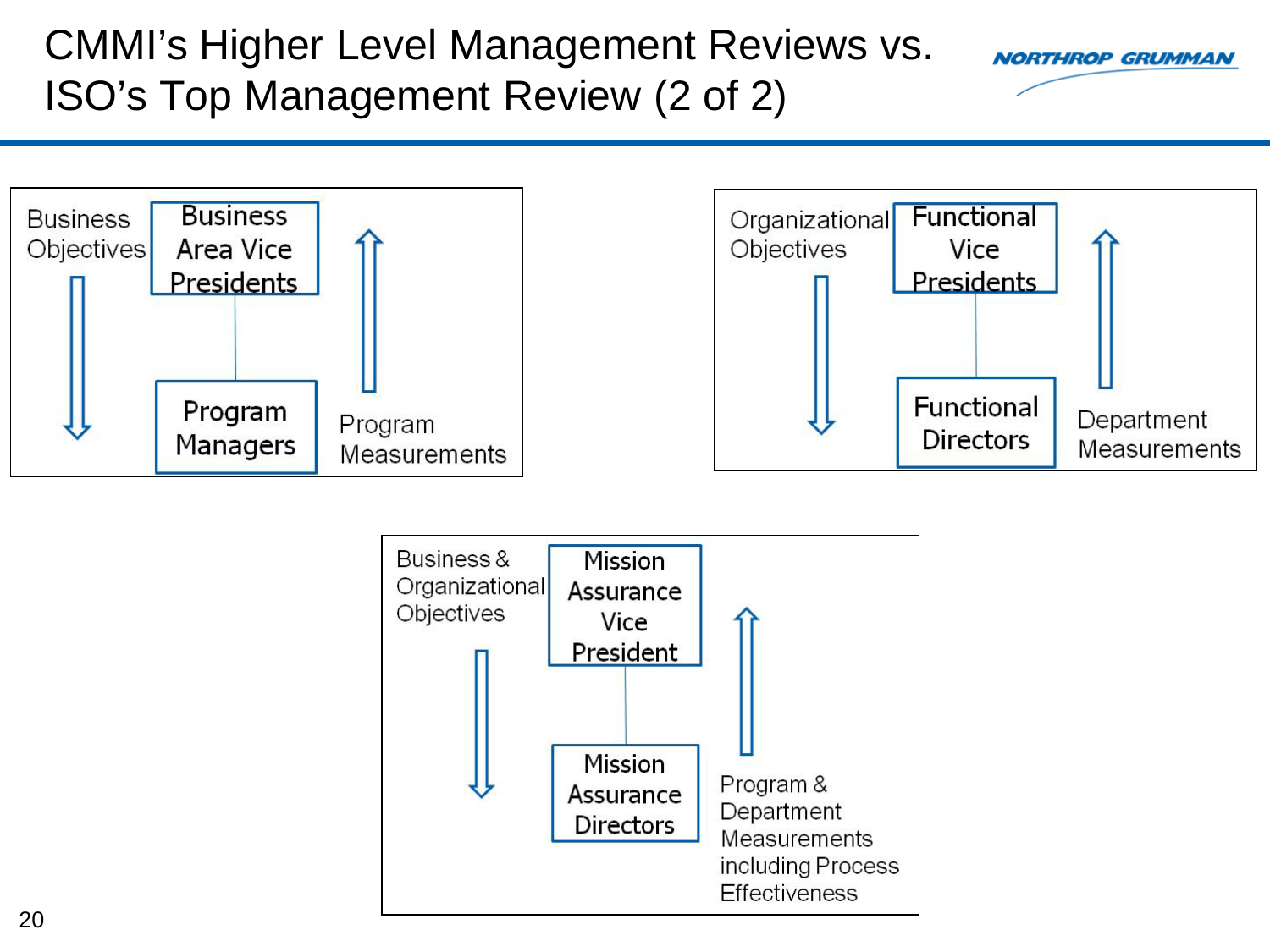# CMMI's Higher Level Management Reviews vs. ISO's Top Management Review (2 of 2)

Business Objectives

**Business Area Vice Presidents**

**Program Managers**

Program Measurements

Organizational Objectives

**Functional Vice Presidents**

**Functional Directors**

Department Measurements

Business & Organizational Objectives

**Mission Assurance Vice President**

**Mission Assurance Directors**

Program & Department Measurements including Process Effectiveness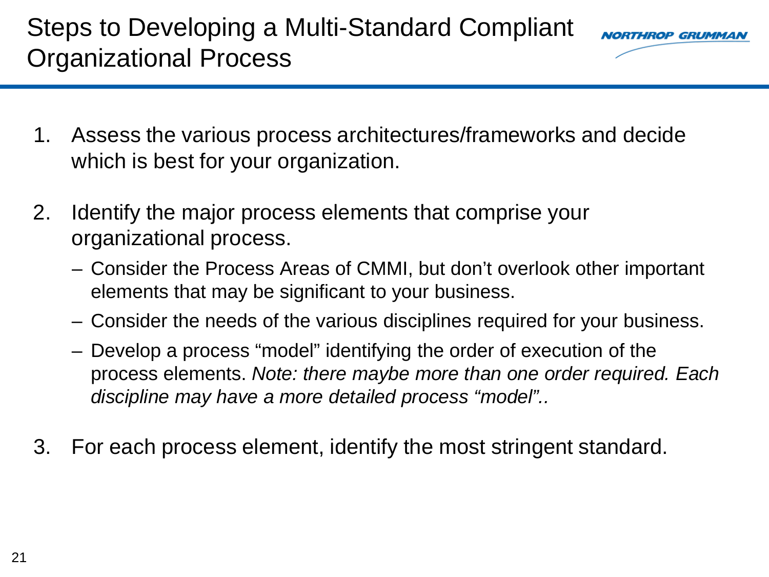# Steps to Developing a Multi-Standard Compliant Organizational Process

1. Assess the various process architectures/frameworks and decide which is best for your organization.

2. Identify the major process elements that comprise your organizational process.
   - Consider the Process Areas of CMMI, but don't overlook other important elements that may be significant to your business.
   - Consider the needs of the various disciplines required for your business.
   - Develop a process "model" identifying the order of execution of the process elements. *Note: there maybe more than one order required. Each discipline may have a more detailed process "model"..*

3. For each process element, identify the most stringent standard.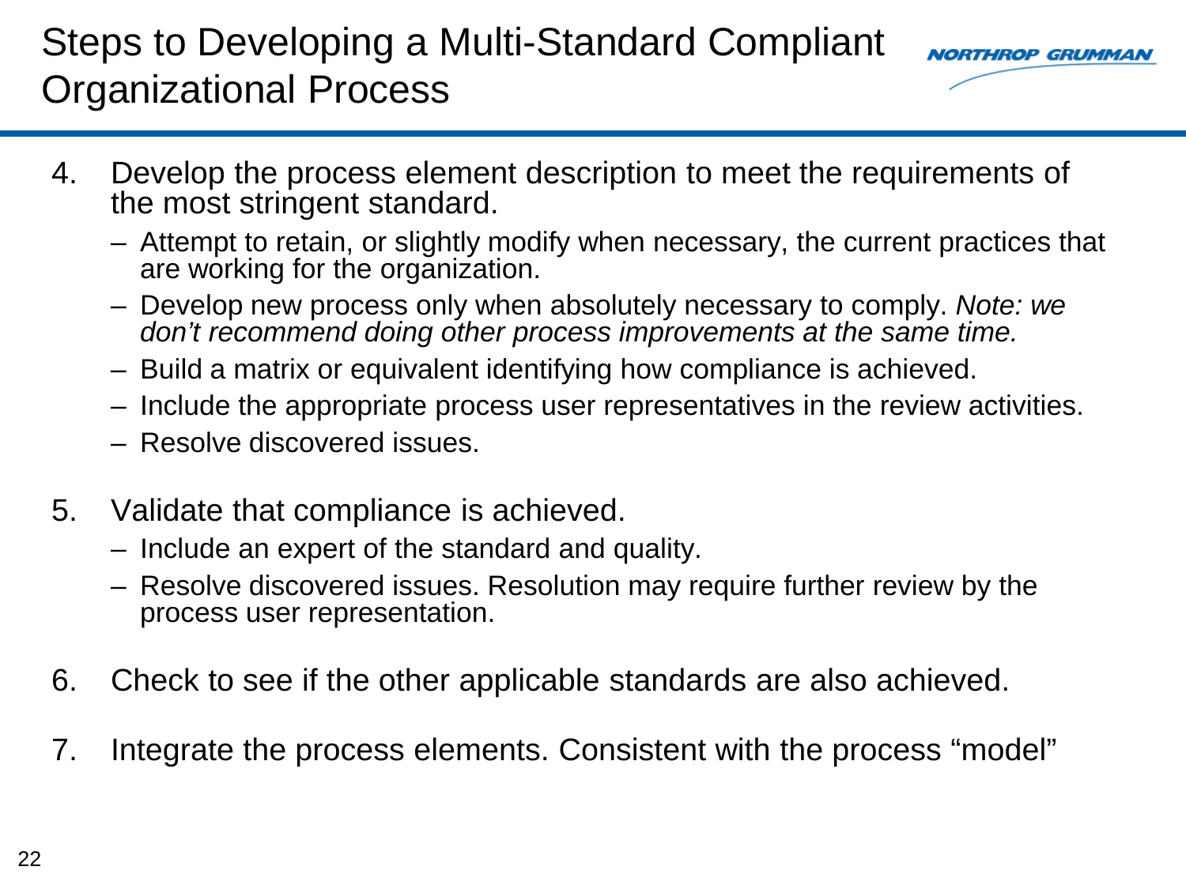# Steps to Developing a Multi-Standard Compliant Organizational Process

4. Develop the process element description to meet the requirements of the most stringent standard.
   - Attempt to retain, or slightly modify when necessary, the current practices that are working for the organization.
   - Develop new process only when absolutely necessary to comply. *Note: we don't recommend doing other process improvements at the same time.*
   - Build a matrix or equivalent identifying how compliance is achieved.
   - Include the appropriate process user representatives in the review activities.
   - Resolve discovered issues.

5. Validate that compliance is achieved.
   - Include an expert of the standard and quality.
   - Resolve discovered issues. Resolution may require further review by the process user representation.

6. Check to see if the other applicable standards are also achieved.

7. Integrate the process elements. Consistent with the process "model"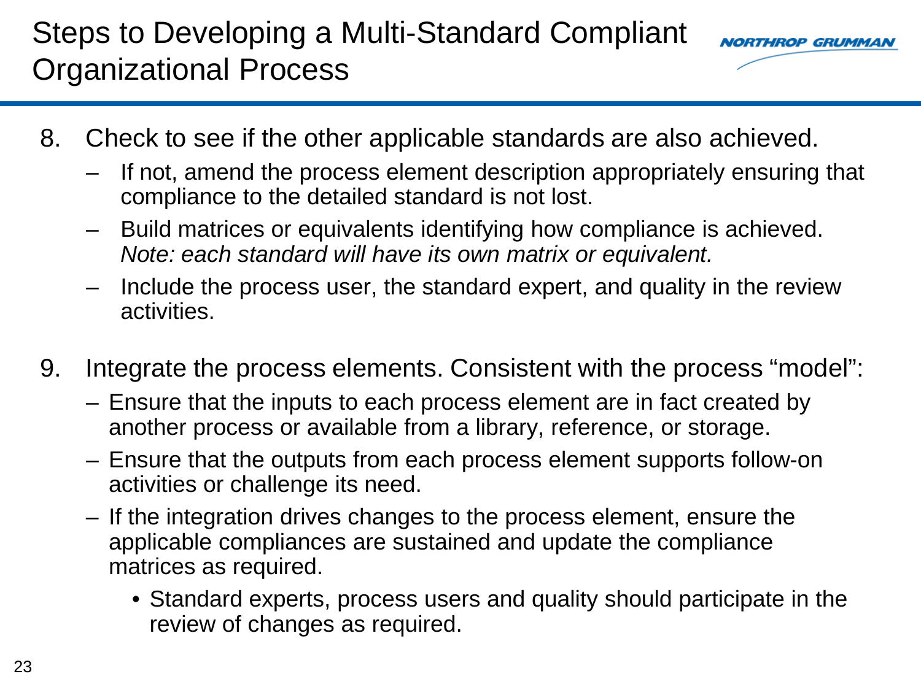# Steps to Developing a Multi-Standard Compliant Organizational Process

8. Check to see if the other applicable standards are also achieved.
   - If not, amend the process element description appropriately ensuring that compliance to the detailed standard is not lost.
   - Build matrices or equivalents identifying how compliance is achieved. *Note: each standard will have its own matrix or equivalent.*
   - Include the process user, the standard expert, and quality in the review activities.

9. Integrate the process elements. Consistent with the process "model":
   - Ensure that the inputs to each process element are in fact created by another process or available from a library, reference, or storage.
   - Ensure that the outputs from each process element supports follow-on activities or challenge its need.
   - If the integration drives changes to the process element, ensure the applicable compliances are sustained and update the compliance matrices as required.
     - Standard experts, process users and quality should participate in the review of changes as required.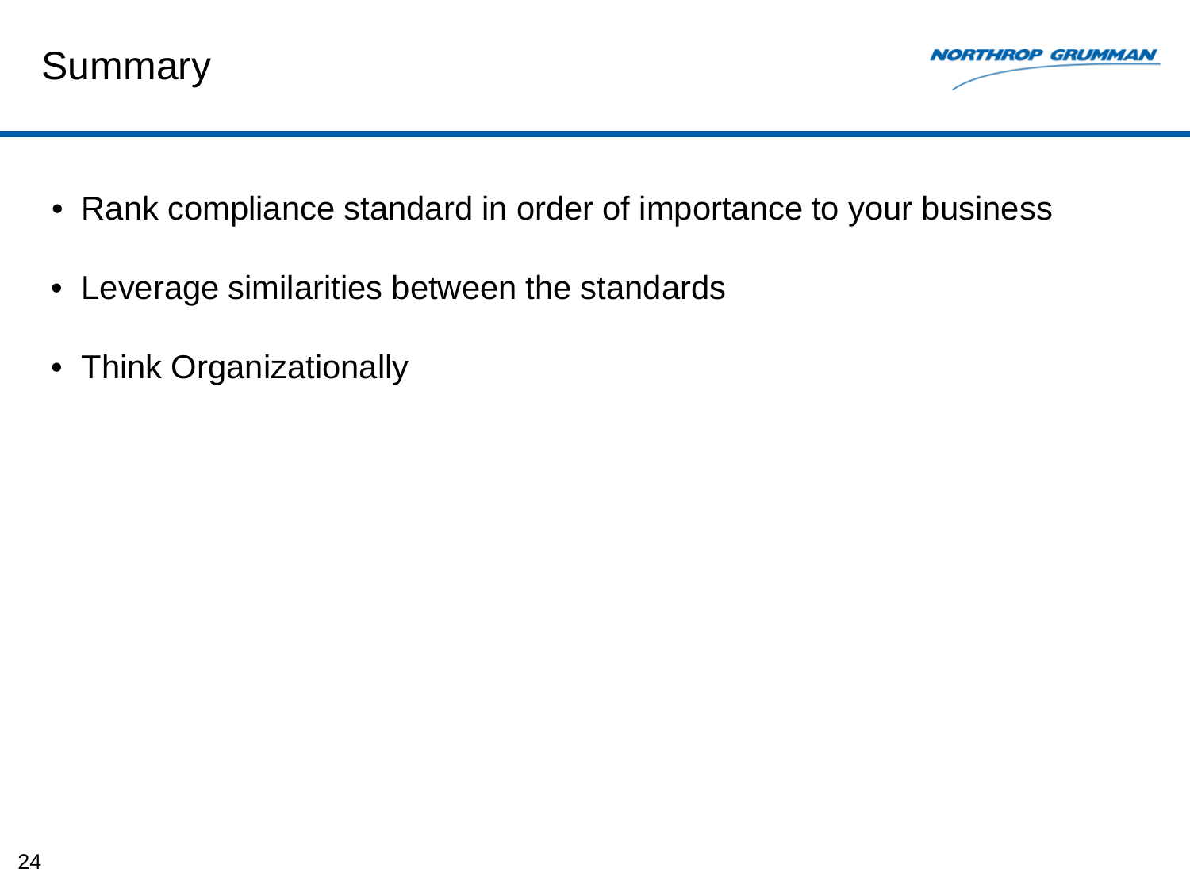# Summary

- Rank compliance standard in order of importance to your business
- Leverage similarities between the standards
- Think Organizationally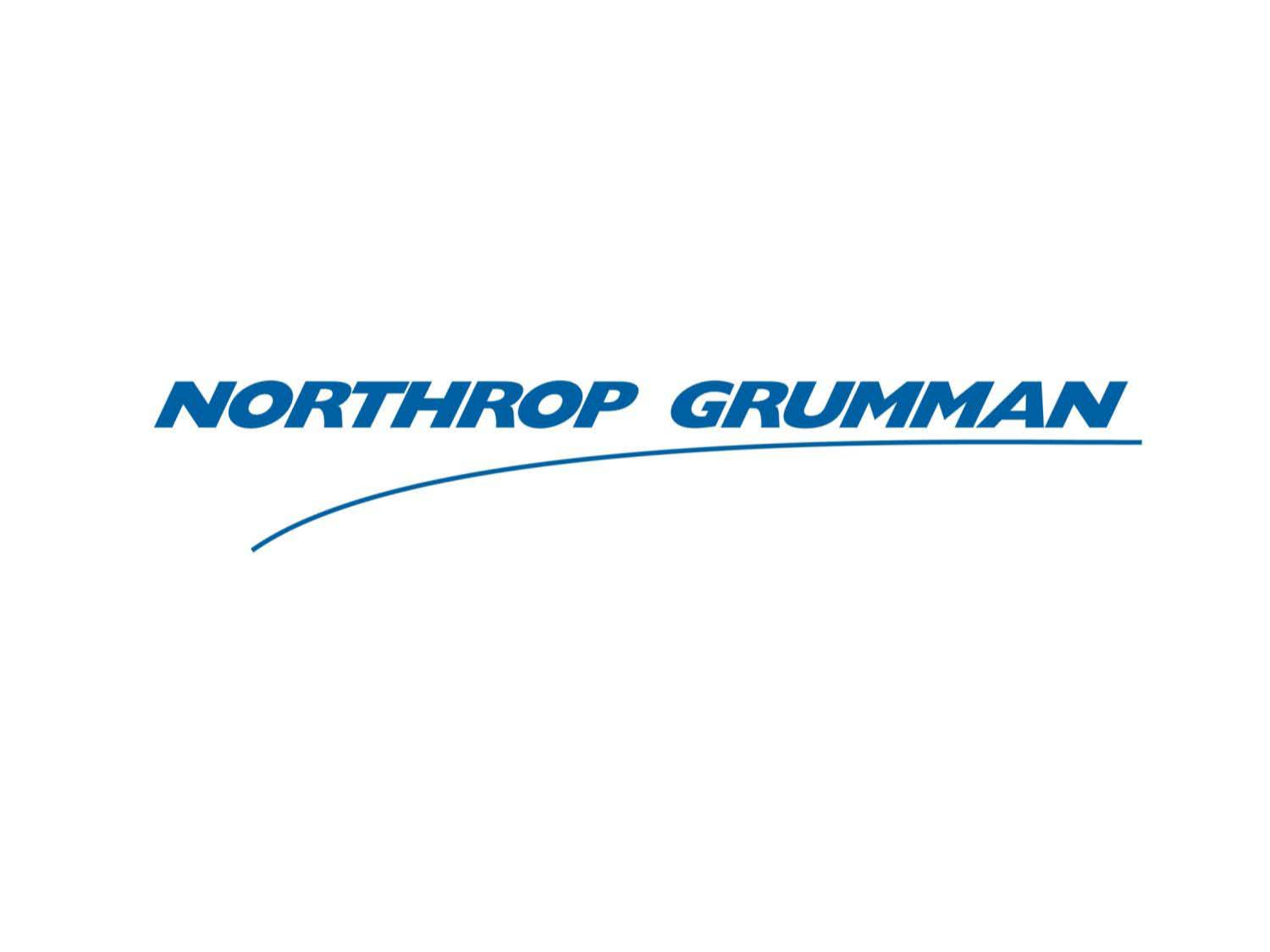NORTHROP GRUMMAN